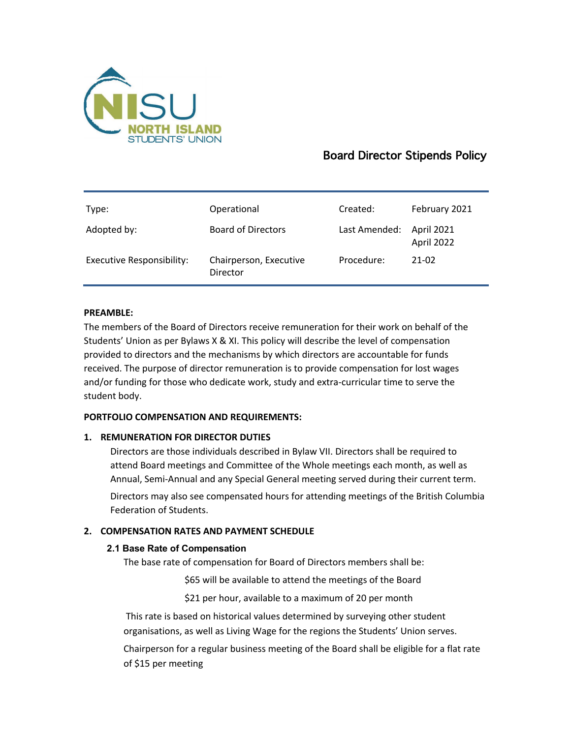NISU NORTH ISLAND STUDENTS' UNION

# Board Director Stipends Policy

| Type: | Operational | Created: | February 2021 |
| --- | --- | --- | --- |
| Adopted by: | Board of Directors | Last Amended: | April 2021<br>April 2022 |
| Executive Responsibility: | Chairperson, Executive Director | Procedure: | 21-02 |

**PREAMBLE:**

The members of the Board of Directors receive remuneration for their work on behalf of the Students' Union as per Bylaws X & XI. This policy will describe the level of compensation provided to directors and the mechanisms by which directors are accountable for funds received. The purpose of director remuneration is to provide compensation for lost wages and/or funding for those who dedicate work, study and extra-curricular time to serve the student body.

**PORTFOLIO COMPENSATION AND REQUIREMENTS:**

**1. REMUNERATION FOR DIRECTOR DUTIES**

Directors are those individuals described in Bylaw VII. Directors shall be required to attend Board meetings and Committee of the Whole meetings each month, as well as Annual, Semi-Annual and any Special General meeting served during their current term.

Directors may also see compensated hours for attending meetings of the British Columbia Federation of Students.

**2. COMPENSATION RATES AND PAYMENT SCHEDULE**

**2.1 Base Rate of Compensation**

The base rate of compensation for Board of Directors members shall be:

$65 will be available to attend the meetings of the Board

$21 per hour, available to a maximum of 20 per month

This rate is based on historical values determined by surveying other student organisations, as well as Living Wage for the regions the Students' Union serves.

Chairperson for a regular business meeting of the Board shall be eligible for a flat rate of $15 per meeting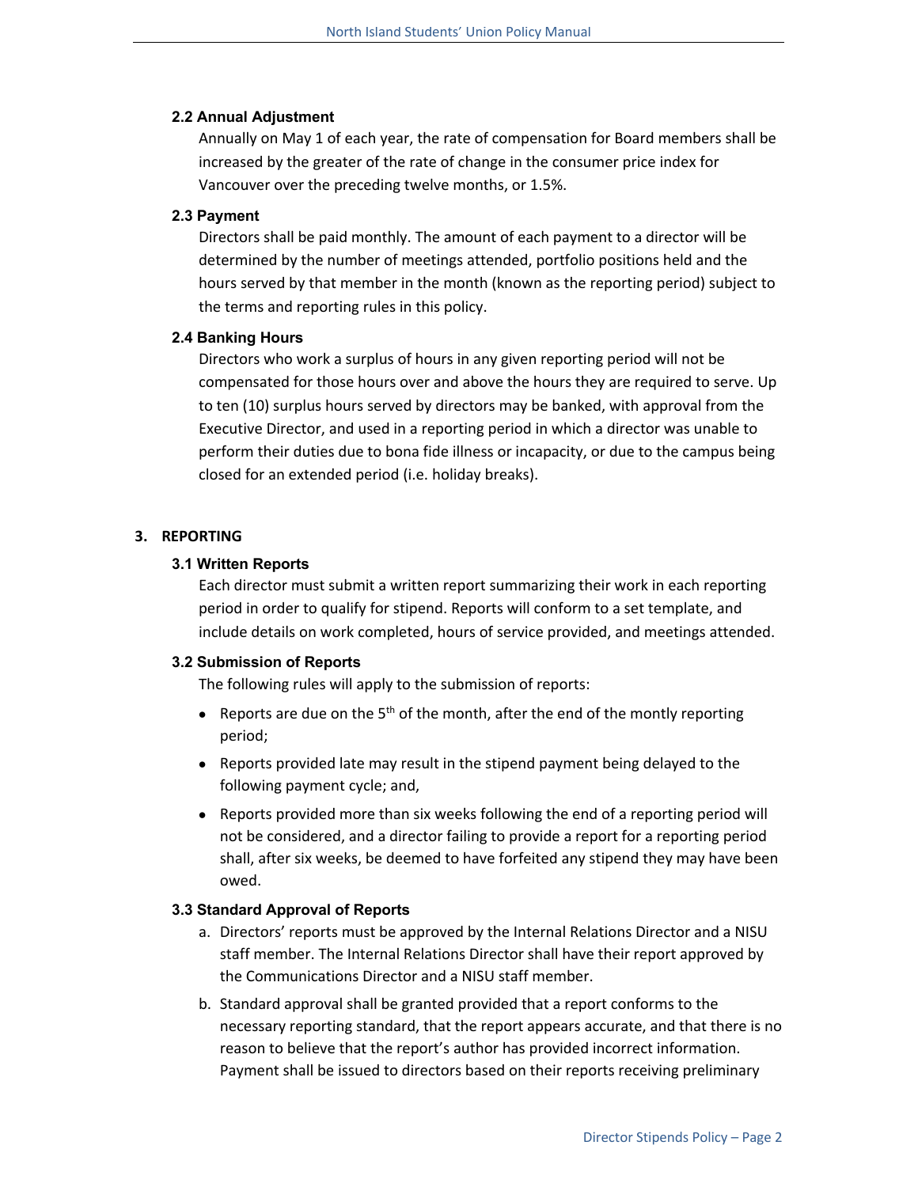### 2.2 Annual Adjustment

Annually on May 1 of each year, the rate of compensation for Board members shall be increased by the greater of the rate of change in the consumer price index for Vancouver over the preceding twelve months, or 1.5%.

### 2.3 Payment

Directors shall be paid monthly. The amount of each payment to a director will be determined by the number of meetings attended, portfolio positions held and the hours served by that member in the month (known as the reporting period) subject to the terms and reporting rules in this policy.

### 2.4 Banking Hours

Directors who work a surplus of hours in any given reporting period will not be compensated for those hours over and above the hours they are required to serve. Up to ten (10) surplus hours served by directors may be banked, with approval from the Executive Director, and used in a reporting period in which a director was unable to perform their duties due to bona fide illness or incapacity, or due to the campus being closed for an extended period (i.e. holiday breaks).

## 3. REPORTING

### 3.1 Written Reports

Each director must submit a written report summarizing their work in each reporting period in order to qualify for stipend. Reports will conform to a set template, and include details on work completed, hours of service provided, and meetings attended.

### 3.2 Submission of Reports

The following rules will apply to the submission of reports:

- Reports are due on the 5th of the month, after the end of the montly reporting period;
- Reports provided late may result in the stipend payment being delayed to the following payment cycle; and,
- Reports provided more than six weeks following the end of a reporting period will not be considered, and a director failing to provide a report for a reporting period shall, after six weeks, be deemed to have forfeited any stipend they may have been owed.

### 3.3 Standard Approval of Reports

a. Directors' reports must be approved by the Internal Relations Director and a NISU staff member. The Internal Relations Director shall have their report approved by the Communications Director and a NISU staff member.

b. Standard approval shall be granted provided that a report conforms to the necessary reporting standard, that the report appears accurate, and that there is no reason to believe that the report's author has provided incorrect information. Payment shall be issued to directors based on their reports receiving preliminary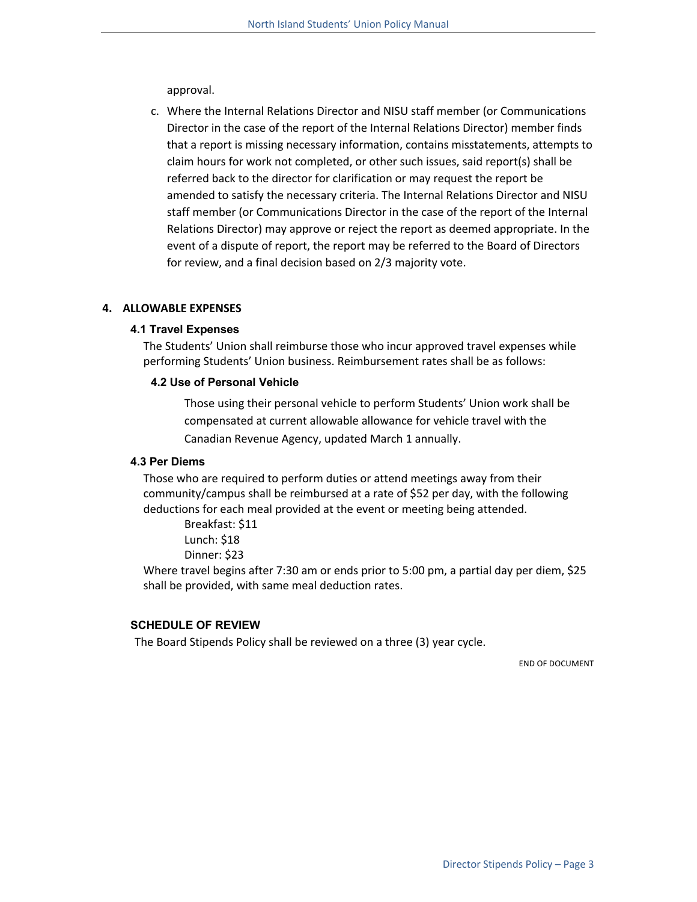approval.

c. Where the Internal Relations Director and NISU staff member (or Communications Director in the case of the report of the Internal Relations Director) member finds that a report is missing necessary information, contains misstatements, attempts to claim hours for work not completed, or other such issues, said report(s) shall be referred back to the director for clarification or may request the report be amended to satisfy the necessary criteria. The Internal Relations Director and NISU staff member (or Communications Director in the case of the report of the Internal Relations Director) may approve or reject the report as deemed appropriate. In the event of a dispute of report, the report may be referred to the Board of Directors for review, and a final decision based on 2/3 majority vote.

## 4. ALLOWABLE EXPENSES

### 4.1 Travel Expenses

The Students' Union shall reimburse those who incur approved travel expenses while performing Students' Union business. Reimbursement rates shall be as follows:

#### 4.2 Use of Personal Vehicle

Those using their personal vehicle to perform Students' Union work shall be compensated at current allowable allowance for vehicle travel with the Canadian Revenue Agency, updated March 1 annually.

### 4.3 Per Diems

Those who are required to perform duties or attend meetings away from their community/campus shall be reimbursed at a rate of $52 per day, with the following deductions for each meal provided at the event or meeting being attended.

Breakfast: $11
Lunch: $18
Dinner: $23

Where travel begins after 7:30 am or ends prior to 5:00 pm, a partial day per diem, $25 shall be provided, with same meal deduction rates.

### SCHEDULE OF REVIEW

The Board Stipends Policy shall be reviewed on a three (3) year cycle.

END OF DOCUMENT